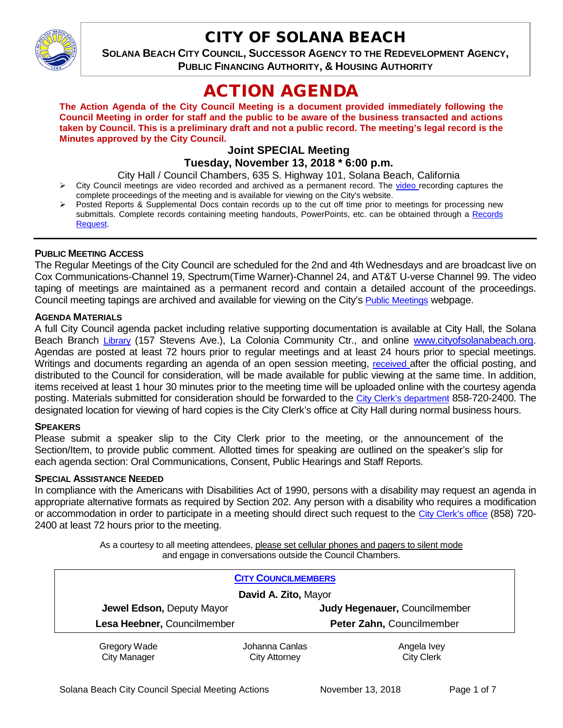# CITY OF SOLANA BEACH

**SOLANA BEACH CITY COUNCIL, SUCCESSOR AGENCY TO THE REDEVELOPMENT AGENCY, PUBLIC FINANCING AUTHORITY, & HOUSING AUTHORITY**

# ACTION AGENDA

**The Action Agenda of the City Council Meeting is a document provided immediately following the Council Meeting in order for staff and the public to be aware of the business transacted and actions taken by Council. This is a preliminary draft and not a public record. The meeting's legal record is the Minutes approved by the City Council.**

## Joint SPECIAL Meeting

## Tuesday, November 13, 2018 * 6:00 p.m.

City Hall / Council Chambers, 635 S. Highway 101, Solana Beach, California

- City Council meetings are video recorded and archived as a permanent record. The video recording captures the complete proceedings of the meeting and is available for viewing on the City's website.
- Posted Reports & Supplemental Docs contain records up to the cut off time prior to meetings for processing new submittals. Complete records containing meeting handouts, PowerPoints, etc. can be obtained through a Records Request.

---

### PUBLIC MEETING ACCESS

The Regular Meetings of the City Council are scheduled for the 2nd and 4th Wednesdays and are broadcast live on Cox Communications-Channel 19, Spectrum(Time Warner)-Channel 24, and AT&T U-verse Channel 99. The video taping of meetings are maintained as a permanent record and contain a detailed account of the proceedings. Council meeting tapings are archived and available for viewing on the City's Public Meetings webpage.

### AGENDA MATERIALS

A full City Council agenda packet including relative supporting documentation is available at City Hall, the Solana Beach Branch Library (157 Stevens Ave.), La Colonia Community Ctr., and online www.cityofsolanabeach.org. Agendas are posted at least 72 hours prior to regular meetings and at least 24 hours prior to special meetings. Writings and documents regarding an agenda of an open session meeting, received after the official posting, and distributed to the Council for consideration, will be made available for public viewing at the same time. In addition, items received at least 1 hour 30 minutes prior to the meeting time will be uploaded online with the courtesy agenda posting. Materials submitted for consideration should be forwarded to the City Clerk's department 858-720-2400. The designated location for viewing of hard copies is the City Clerk's office at City Hall during normal business hours.

### SPEAKERS

Please submit a speaker slip to the City Clerk prior to the meeting, or the announcement of the Section/Item, to provide public comment. Allotted times for speaking are outlined on the speaker's slip for each agenda section: Oral Communications, Consent, Public Hearings and Staff Reports.

### SPECIAL ASSISTANCE NEEDED

In compliance with the Americans with Disabilities Act of 1990, persons with a disability may request an agenda in appropriate alternative formats as required by Section 202. Any person with a disability who requires a modification or accommodation in order to participate in a meeting should direct such request to the City Clerk's office (858) 720-2400 at least 72 hours prior to the meeting.

As a courtesy to all meeting attendees, please set cellular phones and pagers to silent mode and engage in conversations outside the Council Chambers.

| CITY COUNCILMEMBERS | |
|---|---|
| **David A. Zito,** Mayor | |
| **Jewel Edson,** Deputy Mayor | **Judy Hegenauer,** Councilmember |
| **Lesa Heebner,** Councilmember | **Peter Zahn,** Councilmember |

| Gregory Wade | Johanna Canlas | Angela Ivey |
|---|---|---|
| City Manager | City Attorney | City Clerk |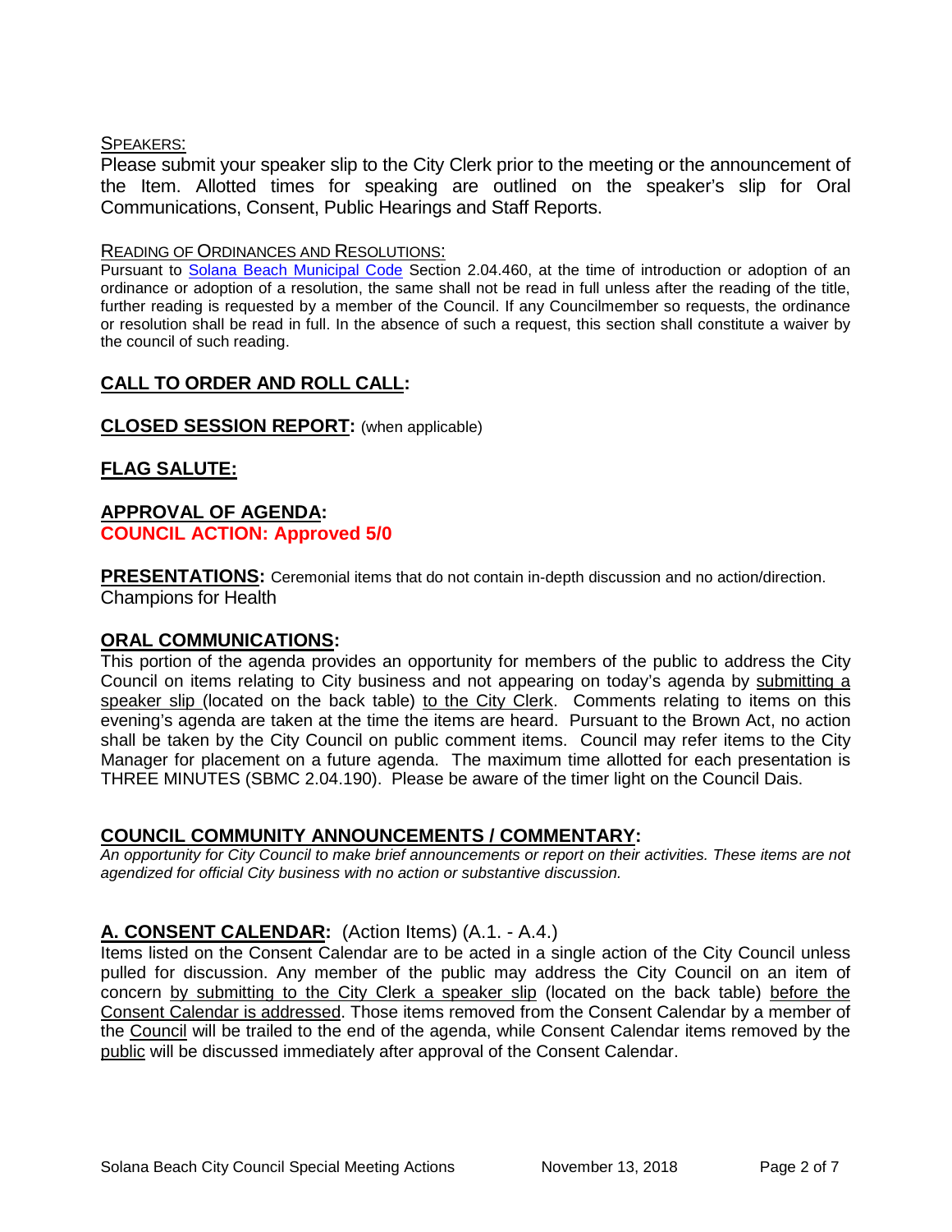SPEAKERS:

Please submit your speaker slip to the City Clerk prior to the meeting or the announcement of the Item. Allotted times for speaking are outlined on the speaker's slip for Oral Communications, Consent, Public Hearings and Staff Reports.

READING OF ORDINANCES AND RESOLUTIONS:

Pursuant to Solana Beach Municipal Code Section 2.04.460, at the time of introduction or adoption of an ordinance or adoption of a resolution, the same shall not be read in full unless after the reading of the title, further reading is requested by a member of the Council. If any Councilmember so requests, the ordinance or resolution shall be read in full. In the absence of such a request, this section shall constitute a waiver by the council of such reading.

## CALL TO ORDER AND ROLL CALL:

## CLOSED SESSION REPORT: (when applicable)

## FLAG SALUTE:

## APPROVAL OF AGENDA:

**COUNCIL ACTION: Approved 5/0**

**PRESENTATIONS:** Ceremonial items that do not contain in-depth discussion and no action/direction.

Champions for Health

## ORAL COMMUNICATIONS:

This portion of the agenda provides an opportunity for members of the public to address the City Council on items relating to City business and not appearing on today's agenda by submitting a speaker slip (located on the back table) to the City Clerk. Comments relating to items on this evening's agenda are taken at the time the items are heard. Pursuant to the Brown Act, no action shall be taken by the City Council on public comment items. Council may refer items to the City Manager for placement on a future agenda. The maximum time allotted for each presentation is THREE MINUTES (SBMC 2.04.190). Please be aware of the timer light on the Council Dais.

## COUNCIL COMMUNITY ANNOUNCEMENTS / COMMENTARY:

*An opportunity for City Council to make brief announcements or report on their activities. These items are not agendized for official City business with no action or substantive discussion.*

## A. CONSENT CALENDAR: (Action Items) (A.1. - A.4.)

Items listed on the Consent Calendar are to be acted in a single action of the City Council unless pulled for discussion. Any member of the public may address the City Council on an item of concern by submitting to the City Clerk a speaker slip (located on the back table) before the Consent Calendar is addressed. Those items removed from the Consent Calendar by a member of the Council will be trailed to the end of the agenda, while Consent Calendar items removed by the public will be discussed immediately after approval of the Consent Calendar.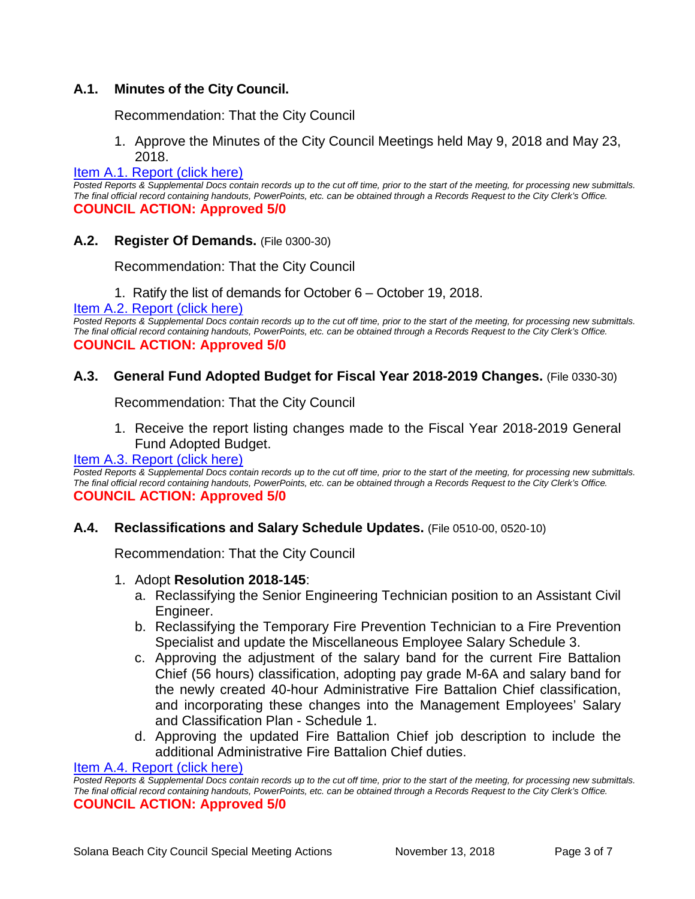### A.1. Minutes of the City Council.

Recommendation: That the City Council

1. Approve the Minutes of the City Council Meetings held May 9, 2018 and May 23, 2018.

[Item A.1. Report (click here)](#)

*Posted Reports & Supplemental Docs contain records up to the cut off time, prior to the start of the meeting, for processing new submittals. The final official record containing handouts, PowerPoints, etc. can be obtained through a Records Request to the City Clerk's Office.*

**COUNCIL ACTION: Approved 5/0**

### A.2. Register Of Demands. (File 0300-30)

Recommendation: That the City Council

1. Ratify the list of demands for October 6 – October 19, 2018.

[Item A.2. Report (click here)](#)

*Posted Reports & Supplemental Docs contain records up to the cut off time, prior to the start of the meeting, for processing new submittals. The final official record containing handouts, PowerPoints, etc. can be obtained through a Records Request to the City Clerk's Office.*

**COUNCIL ACTION: Approved 5/0**

### A.3. General Fund Adopted Budget for Fiscal Year 2018-2019 Changes. (File 0330-30)

Recommendation: That the City Council

1. Receive the report listing changes made to the Fiscal Year 2018-2019 General Fund Adopted Budget.

[Item A.3. Report (click here)](#)

*Posted Reports & Supplemental Docs contain records up to the cut off time, prior to the start of the meeting, for processing new submittals. The final official record containing handouts, PowerPoints, etc. can be obtained through a Records Request to the City Clerk's Office.*

**COUNCIL ACTION: Approved 5/0**

### A.4. Reclassifications and Salary Schedule Updates. (File 0510-00, 0520-10)

Recommendation: That the City Council

1. Adopt **Resolution 2018-145**:
   a. Reclassifying the Senior Engineering Technician position to an Assistant Civil Engineer.
   b. Reclassifying the Temporary Fire Prevention Technician to a Fire Prevention Specialist and update the Miscellaneous Employee Salary Schedule 3.
   c. Approving the adjustment of the salary band for the current Fire Battalion Chief (56 hours) classification, adopting pay grade M-6A and salary band for the newly created 40-hour Administrative Fire Battalion Chief classification, and incorporating these changes into the Management Employees' Salary and Classification Plan - Schedule 1.
   d. Approving the updated Fire Battalion Chief job description to include the additional Administrative Fire Battalion Chief duties.

[Item A.4. Report (click here)](#)

*Posted Reports & Supplemental Docs contain records up to the cut off time, prior to the start of the meeting, for processing new submittals. The final official record containing handouts, PowerPoints, etc. can be obtained through a Records Request to the City Clerk's Office.*

**COUNCIL ACTION: Approved 5/0**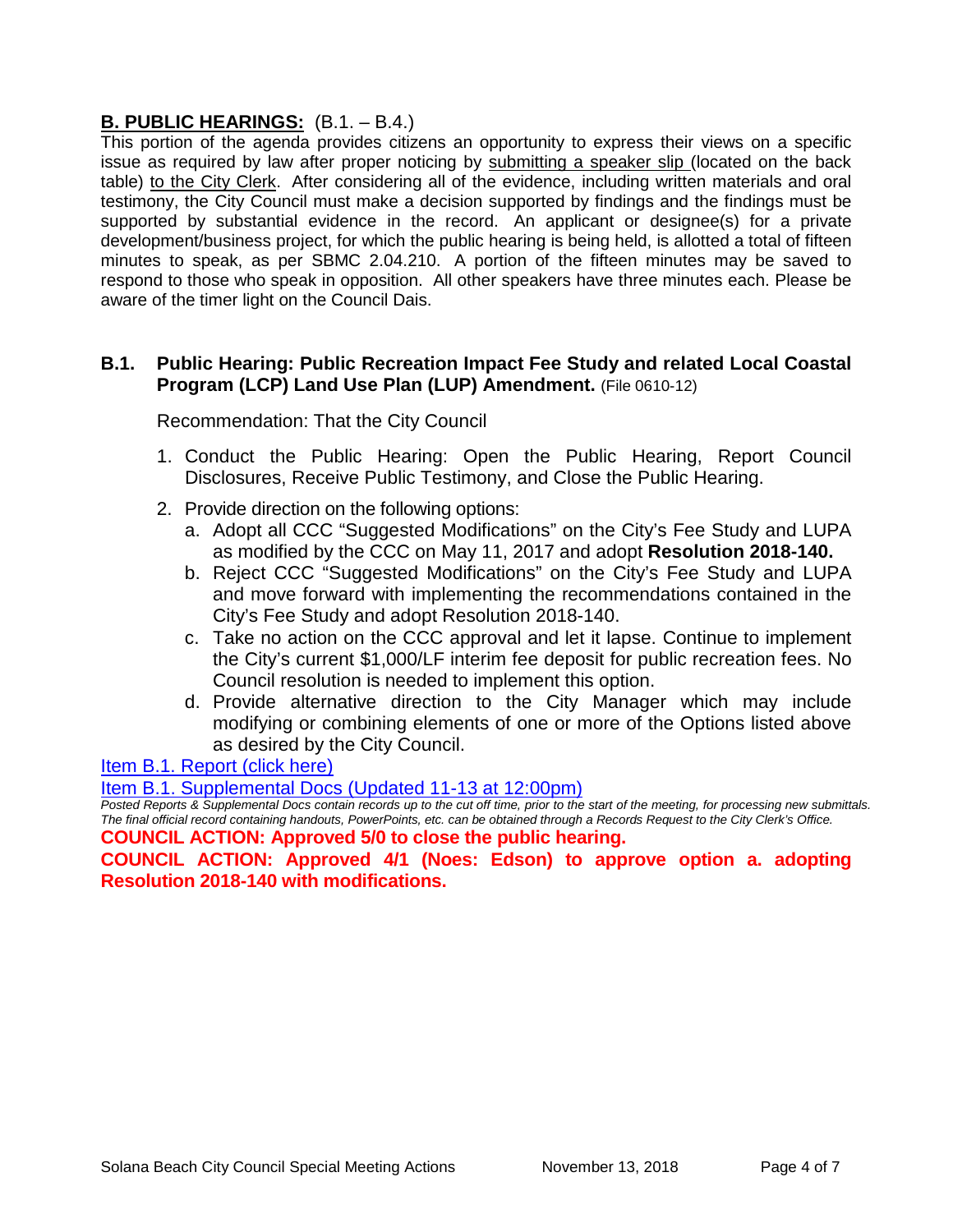## B. PUBLIC HEARINGS: (B.1. – B.4.)

This portion of the agenda provides citizens an opportunity to express their views on a specific issue as required by law after proper noticing by submitting a speaker slip (located on the back table) to the City Clerk. After considering all of the evidence, including written materials and oral testimony, the City Council must make a decision supported by findings and the findings must be supported by substantial evidence in the record. An applicant or designee(s) for a private development/business project, for which the public hearing is being held, is allotted a total of fifteen minutes to speak, as per SBMC 2.04.210. A portion of the fifteen minutes may be saved to respond to those who speak in opposition. All other speakers have three minutes each. Please be aware of the timer light on the Council Dais.

### B.1. Public Hearing: Public Recreation Impact Fee Study and related Local Coastal Program (LCP) Land Use Plan (LUP) Amendment. (File 0610-12)

Recommendation: That the City Council

1. Conduct the Public Hearing: Open the Public Hearing, Report Council Disclosures, Receive Public Testimony, and Close the Public Hearing.
2. Provide direction on the following options:
   a. Adopt all CCC "Suggested Modifications" on the City's Fee Study and LUPA as modified by the CCC on May 11, 2017 and adopt **Resolution 2018-140.**
   b. Reject CCC "Suggested Modifications" on the City's Fee Study and LUPA and move forward with implementing the recommendations contained in the City's Fee Study and adopt Resolution 2018-140.
   c. Take no action on the CCC approval and let it lapse. Continue to implement the City's current $1,000/LF interim fee deposit for public recreation fees. No Council resolution is needed to implement this option.
   d. Provide alternative direction to the City Manager which may include modifying or combining elements of one or more of the Options listed above as desired by the City Council.

Item B.1. Report (click here)

Item B.1. Supplemental Docs (Updated 11-13 at 12:00pm)

*Posted Reports & Supplemental Docs contain records up to the cut off time, prior to the start of the meeting, for processing new submittals. The final official record containing handouts, PowerPoints, etc. can be obtained through a Records Request to the City Clerk's Office.*

**COUNCIL ACTION: Approved 5/0 to close the public hearing.**

**COUNCIL ACTION: Approved 4/1 (Noes: Edson) to approve option a. adopting Resolution 2018-140 with modifications.**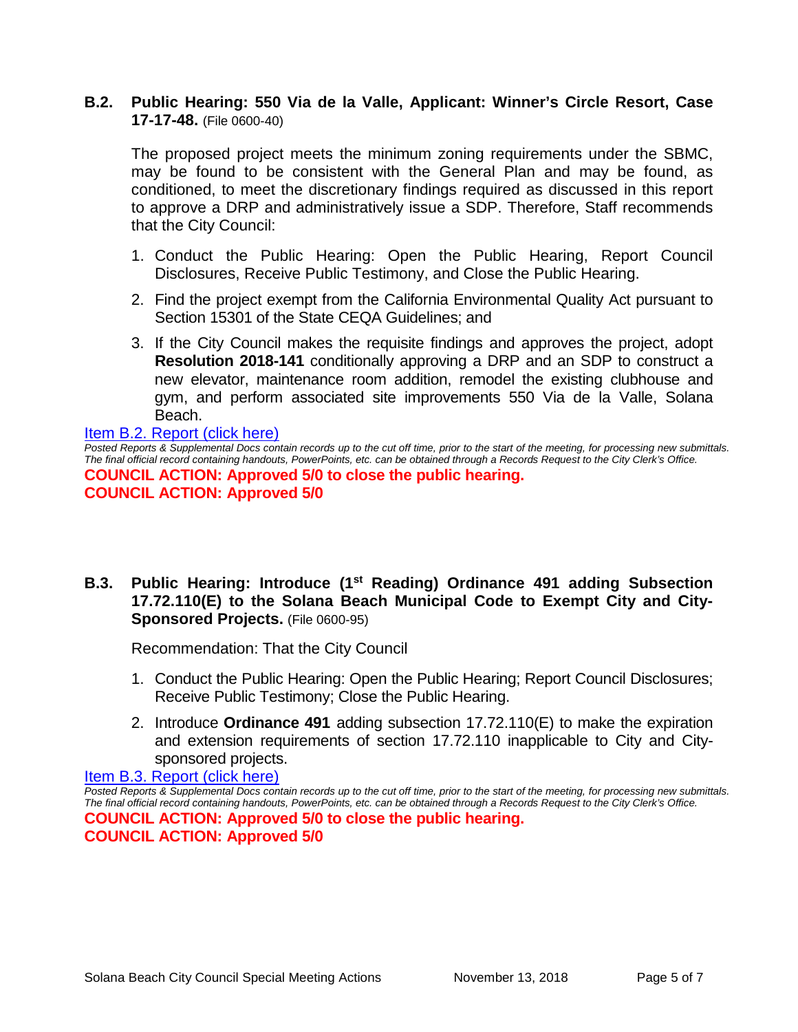**B.2. Public Hearing: 550 Via de la Valle, Applicant: Winner's Circle Resort, Case 17-17-48.** (File 0600-40)

The proposed project meets the minimum zoning requirements under the SBMC, may be found to be consistent with the General Plan and may be found, as conditioned, to meet the discretionary findings required as discussed in this report to approve a DRP and administratively issue a SDP. Therefore, Staff recommends that the City Council:

1. Conduct the Public Hearing: Open the Public Hearing, Report Council Disclosures, Receive Public Testimony, and Close the Public Hearing.
2. Find the project exempt from the California Environmental Quality Act pursuant to Section 15301 of the State CEQA Guidelines; and
3. If the City Council makes the requisite findings and approves the project, adopt **Resolution 2018-141** conditionally approving a DRP and an SDP to construct a new elevator, maintenance room addition, remodel the existing clubhouse and gym, and perform associated site improvements 550 Via de la Valle, Solana Beach.

Item B.2. Report (click here)

*Posted Reports & Supplemental Docs contain records up to the cut off time, prior to the start of the meeting, for processing new submittals. The final official record containing handouts, PowerPoints, etc. can be obtained through a Records Request to the City Clerk's Office.*

**COUNCIL ACTION: Approved 5/0 to close the public hearing.**
**COUNCIL ACTION: Approved 5/0**

**B.3. Public Hearing: Introduce (1st Reading) Ordinance 491 adding Subsection 17.72.110(E) to the Solana Beach Municipal Code to Exempt City and City-Sponsored Projects.** (File 0600-95)

Recommendation: That the City Council

1. Conduct the Public Hearing: Open the Public Hearing; Report Council Disclosures; Receive Public Testimony; Close the Public Hearing.
2. Introduce **Ordinance 491** adding subsection 17.72.110(E) to make the expiration and extension requirements of section 17.72.110 inapplicable to City and City-sponsored projects.

Item B.3. Report (click here)

*Posted Reports & Supplemental Docs contain records up to the cut off time, prior to the start of the meeting, for processing new submittals. The final official record containing handouts, PowerPoints, etc. can be obtained through a Records Request to the City Clerk's Office.*

**COUNCIL ACTION: Approved 5/0 to close the public hearing.**
**COUNCIL ACTION: Approved 5/0**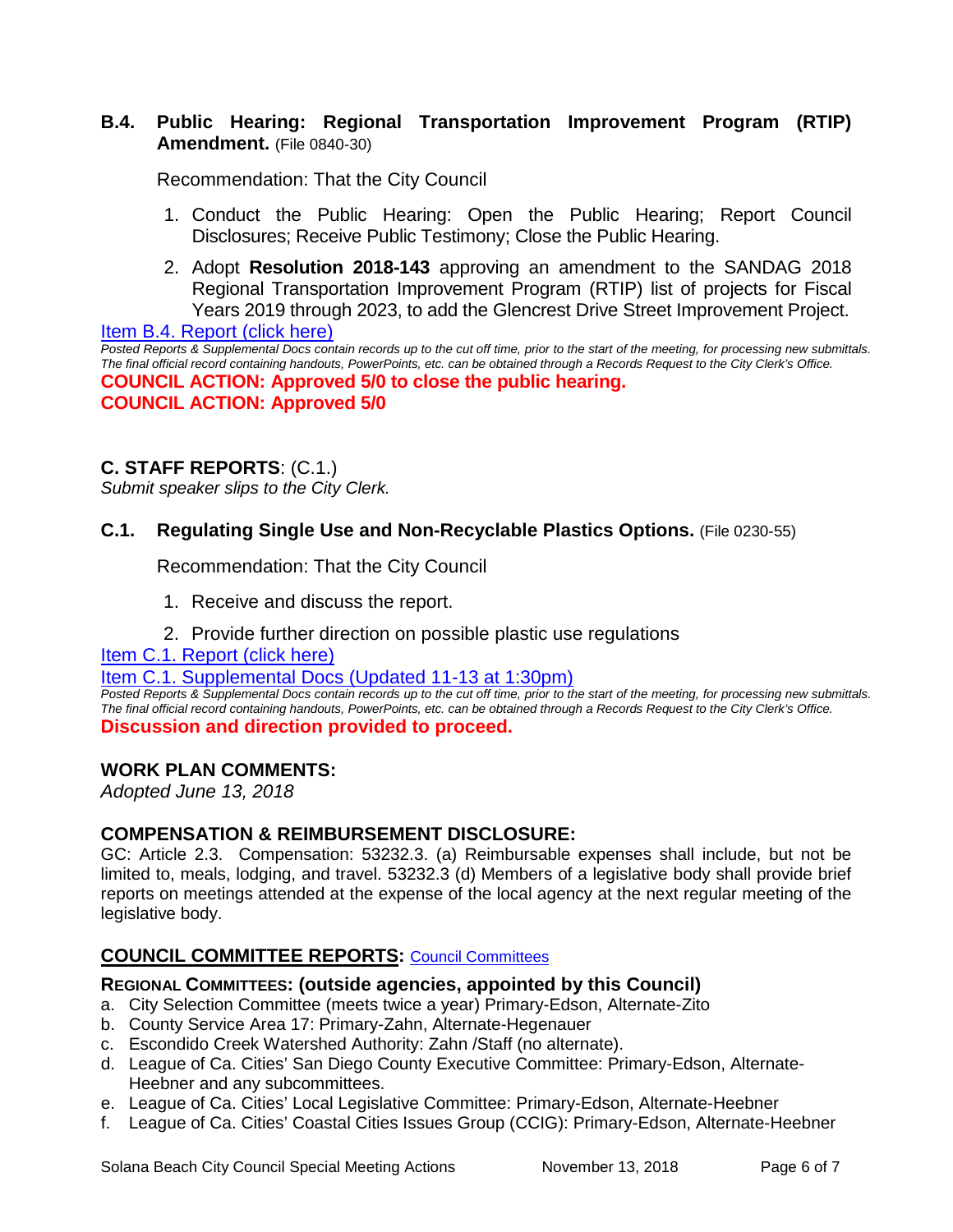### B.4. Public Hearing: Regional Transportation Improvement Program (RTIP) Amendment. (File 0840-30)

Recommendation: That the City Council

1. Conduct the Public Hearing: Open the Public Hearing; Report Council Disclosures; Receive Public Testimony; Close the Public Hearing.
2. Adopt **Resolution 2018-143** approving an amendment to the SANDAG 2018 Regional Transportation Improvement Program (RTIP) list of projects for Fiscal Years 2019 through 2023, to add the Glencrest Drive Street Improvement Project.

Item B.4. Report (click here)

*Posted Reports & Supplemental Docs contain records up to the cut off time, prior to the start of the meeting, for processing new submittals. The final official record containing handouts, PowerPoints, etc. can be obtained through a Records Request to the City Clerk's Office.*

**COUNCIL ACTION: Approved 5/0 to close the public hearing.**
**COUNCIL ACTION: Approved 5/0**

## C. STAFF REPORTS: (C.1.)

*Submit speaker slips to the City Clerk.*

### C.1. Regulating Single Use and Non-Recyclable Plastics Options. (File 0230-55)

Recommendation: That the City Council

1. Receive and discuss the report.
2. Provide further direction on possible plastic use regulations

Item C.1. Report (click here)

Item C.1. Supplemental Docs (Updated 11-13 at 1:30pm)

*Posted Reports & Supplemental Docs contain records up to the cut off time, prior to the start of the meeting, for processing new submittals. The final official record containing handouts, PowerPoints, etc. can be obtained through a Records Request to the City Clerk's Office.*

**Discussion and direction provided to proceed.**

## WORK PLAN COMMENTS:

*Adopted June 13, 2018*

## COMPENSATION & REIMBURSEMENT DISCLOSURE:

GC: Article 2.3. Compensation: 53232.3. (a) Reimbursable expenses shall include, but not be limited to, meals, lodging, and travel. 53232.3 (d) Members of a legislative body shall provide brief reports on meetings attended at the expense of the local agency at the next regular meeting of the legislative body.

## COUNCIL COMMITTEE REPORTS: Council Committees

### REGIONAL COMMITTEES: (outside agencies, appointed by this Council)

a. City Selection Committee (meets twice a year) Primary-Edson, Alternate-Zito
b. County Service Area 17: Primary-Zahn, Alternate-Hegenauer
c. Escondido Creek Watershed Authority: Zahn /Staff (no alternate).
d. League of Ca. Cities' San Diego County Executive Committee: Primary-Edson, Alternate-Heebner and any subcommittees.
e. League of Ca. Cities' Local Legislative Committee: Primary-Edson, Alternate-Heebner
f. League of Ca. Cities' Coastal Cities Issues Group (CCIG): Primary-Edson, Alternate-Heebner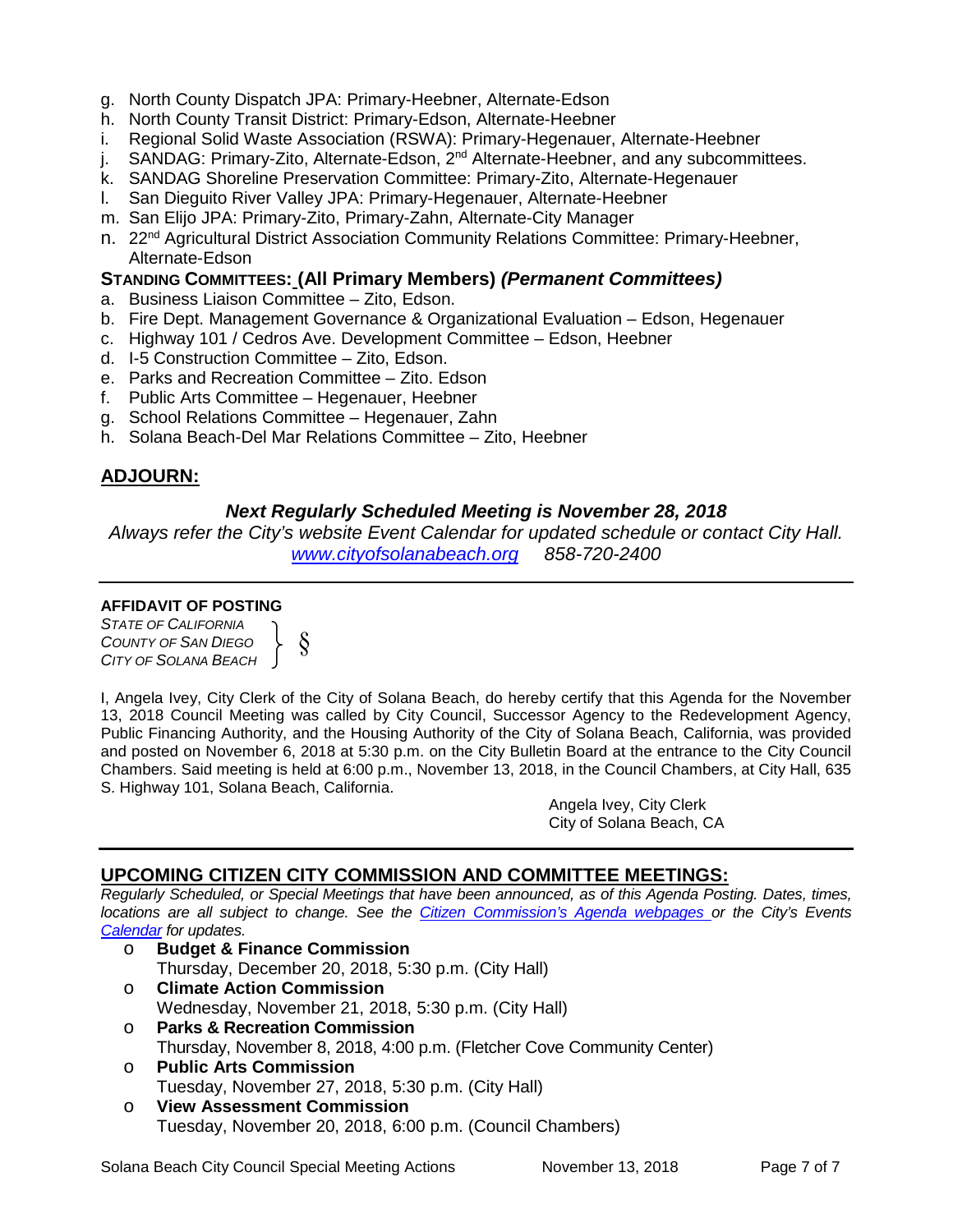g. North County Dispatch JPA: Primary-Heebner, Alternate-Edson
h. North County Transit District: Primary-Edson, Alternate-Heebner
i. Regional Solid Waste Association (RSWA): Primary-Hegenauer, Alternate-Heebner
j. SANDAG: Primary-Zito, Alternate-Edson, 2nd Alternate-Heebner, and any subcommittees.
k. SANDAG Shoreline Preservation Committee: Primary-Zito, Alternate-Hegenauer
l. San Dieguito River Valley JPA: Primary-Hegenauer, Alternate-Heebner
m. San Elijo JPA: Primary-Zito, Primary-Zahn, Alternate-City Manager
n. 22nd Agricultural District Association Community Relations Committee: Primary-Heebner, Alternate-Edson

**STANDING COMMITTEES: (All Primary Members)** ***(Permanent Committees)***

a. Business Liaison Committee – Zito, Edson.
b. Fire Dept. Management Governance & Organizational Evaluation – Edson, Hegenauer
c. Highway 101 / Cedros Ave. Development Committee – Edson, Heebner
d. I-5 Construction Committee – Zito, Edson.
e. Parks and Recreation Committee – Zito. Edson
f. Public Arts Committee – Hegenauer, Heebner
g. School Relations Committee – Hegenauer, Zahn
h. Solana Beach-Del Mar Relations Committee – Zito, Heebner

## ADJOURN:

***Next Regularly Scheduled Meeting is November 28, 2018***

*Always refer the City's website Event Calendar for updated schedule or contact City Hall.*
*www.cityofsolanabeach.org 858-720-2400*

---

**AFFIDAVIT OF POSTING**

*STATE OF CALIFORNIA*
*COUNTY OF SAN DIEGO* §
*CITY OF SOLANA BEACH*

I, Angela Ivey, City Clerk of the City of Solana Beach, do hereby certify that this Agenda for the November 13, 2018 Council Meeting was called by City Council, Successor Agency to the Redevelopment Agency, Public Financing Authority, and the Housing Authority of the City of Solana Beach, California, was provided and posted on November 6, 2018 at 5:30 p.m. on the City Bulletin Board at the entrance to the City Council Chambers. Said meeting is held at 6:00 p.m., November 13, 2018, in the Council Chambers, at City Hall, 635 S. Highway 101, Solana Beach, California.

Angela Ivey, City Clerk
City of Solana Beach, CA

---

## UPCOMING CITIZEN CITY COMMISSION AND COMMITTEE MEETINGS:

*Regularly Scheduled, or Special Meetings that have been announced, as of this Agenda Posting. Dates, times, locations are all subject to change. See the Citizen Commission's Agenda webpages or the City's Events Calendar for updates.*

- **Budget & Finance Commission**
  Thursday, December 20, 2018, 5:30 p.m. (City Hall)
- **Climate Action Commission**
  Wednesday, November 21, 2018, 5:30 p.m. (City Hall)
- **Parks & Recreation Commission**
  Thursday, November 8, 2018, 4:00 p.m. (Fletcher Cove Community Center)
- **Public Arts Commission**
  Tuesday, November 27, 2018, 5:30 p.m. (City Hall)
- **View Assessment Commission**
  Tuesday, November 20, 2018, 6:00 p.m. (Council Chambers)